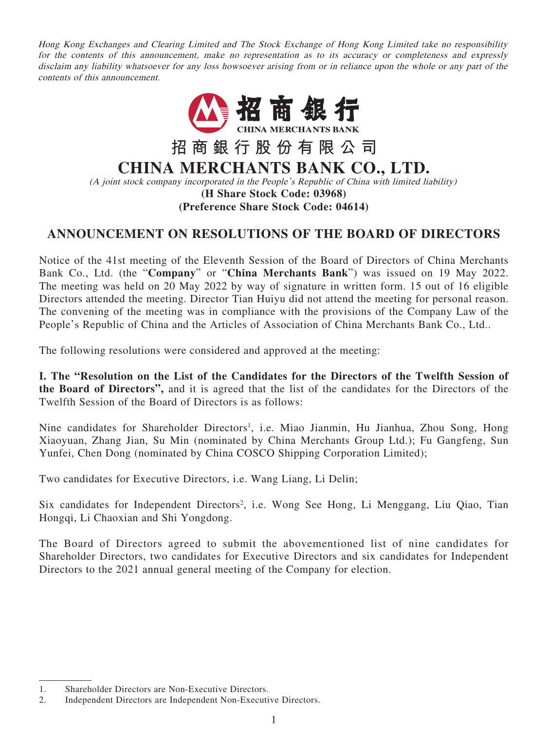*Hong Kong Exchanges and Clearing Limited and The Stock Exchange of Hong Kong Limited take no responsibility for the contents of this announcement, make no representation as to its accuracy or completeness and expressly disclaim any liability whatsoever for any loss howsoever arising from or in reliance upon the whole or any part of the contents of this announcement.*

招商銀行
CHINA MERCHANTS BANK

# 招商銀行股份有限公司
# CHINA MERCHANTS BANK CO., LTD.

*(A joint stock company incorporated in the People's Republic of China with limited liability)*

**(H Share Stock Code: 03968)**
**(Preference Share Stock Code: 04614)**

## ANNOUNCEMENT ON RESOLUTIONS OF THE BOARD OF DIRECTORS

Notice of the 41st meeting of the Eleventh Session of the Board of Directors of China Merchants Bank Co., Ltd. (the "**Company**" or "**China Merchants Bank**") was issued on 19 May 2022. The meeting was held on 20 May 2022 by way of signature in written form. 15 out of 16 eligible Directors attended the meeting. Director Tian Huiyu did not attend the meeting for personal reason. The convening of the meeting was in compliance with the provisions of the Company Law of the People's Republic of China and the Articles of Association of China Merchants Bank Co., Ltd..

The following resolutions were considered and approved at the meeting:

**I. The "Resolution on the List of the Candidates for the Directors of the Twelfth Session of the Board of Directors",** and it is agreed that the list of the candidates for the Directors of the Twelfth Session of the Board of Directors is as follows:

Nine candidates for Shareholder Directors[1], i.e. Miao Jianmin, Hu Jianhua, Zhou Song, Hong Xiaoyuan, Zhang Jian, Su Min (nominated by China Merchants Group Ltd.); Fu Gangfeng, Sun Yunfei, Chen Dong (nominated by China COSCO Shipping Corporation Limited);

Two candidates for Executive Directors, i.e. Wang Liang, Li Delin;

Six candidates for Independent Directors[2], i.e. Wong See Hong, Li Menggang, Liu Qiao, Tian Hongqi, Li Chaoxian and Shi Yongdong.

The Board of Directors agreed to submit the abovementioned list of nine candidates for Shareholder Directors, two candidates for Executive Directors and six candidates for Independent Directors to the 2021 annual general meeting of the Company for election.

---

1. Shareholder Directors are Non-Executive Directors.
2. Independent Directors are Independent Non-Executive Directors.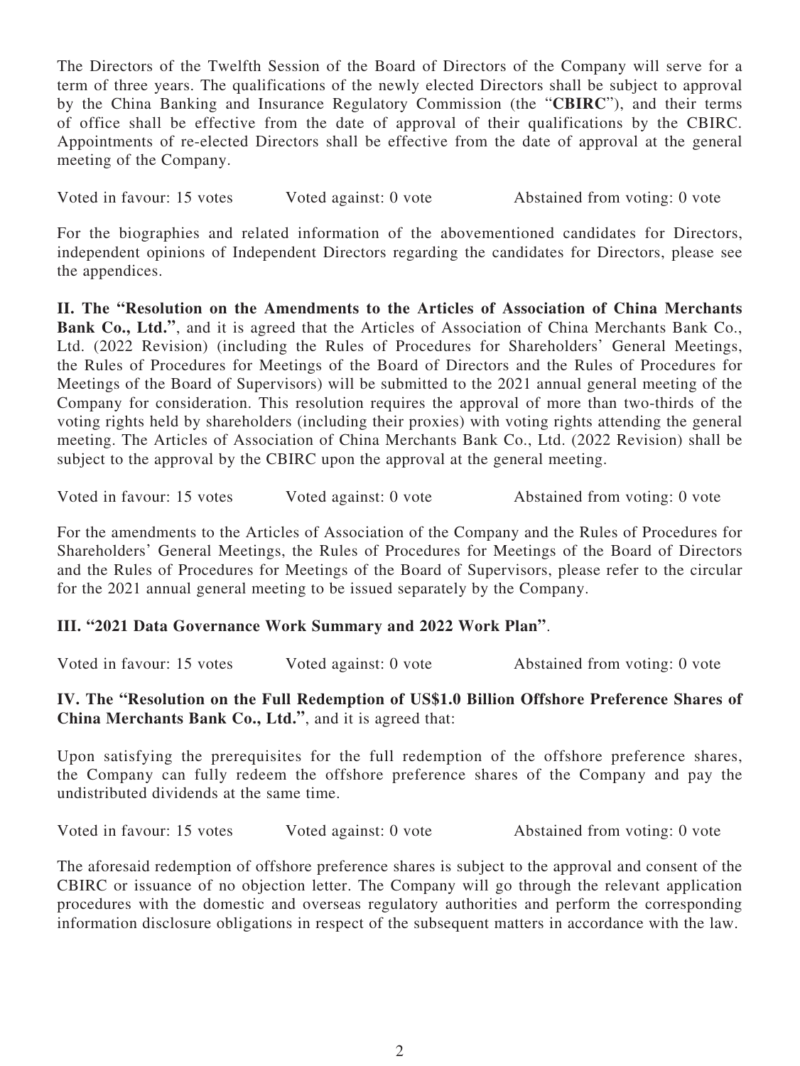The Directors of the Twelfth Session of the Board of Directors of the Company will serve for a term of three years. The qualifications of the newly elected Directors shall be subject to approval by the China Banking and Insurance Regulatory Commission (the "**CBIRC**"), and their terms of office shall be effective from the date of approval of their qualifications by the CBIRC. Appointments of re-elected Directors shall be effective from the date of approval at the general meeting of the Company.

Voted in favour: 15 votes    Voted against: 0 vote    Abstained from voting: 0 vote

For the biographies and related information of the abovementioned candidates for Directors, independent opinions of Independent Directors regarding the candidates for Directors, please see the appendices.

**II. The "Resolution on the Amendments to the Articles of Association of China Merchants Bank Co., Ltd."**, and it is agreed that the Articles of Association of China Merchants Bank Co., Ltd. (2022 Revision) (including the Rules of Procedures for Shareholders' General Meetings, the Rules of Procedures for Meetings of the Board of Directors and the Rules of Procedures for Meetings of the Board of Supervisors) will be submitted to the 2021 annual general meeting of the Company for consideration. This resolution requires the approval of more than two-thirds of the voting rights held by shareholders (including their proxies) with voting rights attending the general meeting. The Articles of Association of China Merchants Bank Co., Ltd. (2022 Revision) shall be subject to the approval by the CBIRC upon the approval at the general meeting.

Voted in favour: 15 votes    Voted against: 0 vote    Abstained from voting: 0 vote

For the amendments to the Articles of Association of the Company and the Rules of Procedures for Shareholders' General Meetings, the Rules of Procedures for Meetings of the Board of Directors and the Rules of Procedures for Meetings of the Board of Supervisors, please refer to the circular for the 2021 annual general meeting to be issued separately by the Company.

**III. "2021 Data Governance Work Summary and 2022 Work Plan"**.

Voted in favour: 15 votes    Voted against: 0 vote    Abstained from voting: 0 vote

**IV. The "Resolution on the Full Redemption of US$1.0 Billion Offshore Preference Shares of China Merchants Bank Co., Ltd."**, and it is agreed that:

Upon satisfying the prerequisites for the full redemption of the offshore preference shares, the Company can fully redeem the offshore preference shares of the Company and pay the undistributed dividends at the same time.

Voted in favour: 15 votes    Voted against: 0 vote    Abstained from voting: 0 vote

The aforesaid redemption of offshore preference shares is subject to the approval and consent of the CBIRC or issuance of no objection letter. The Company will go through the relevant application procedures with the domestic and overseas regulatory authorities and perform the corresponding information disclosure obligations in respect of the subsequent matters in accordance with the law.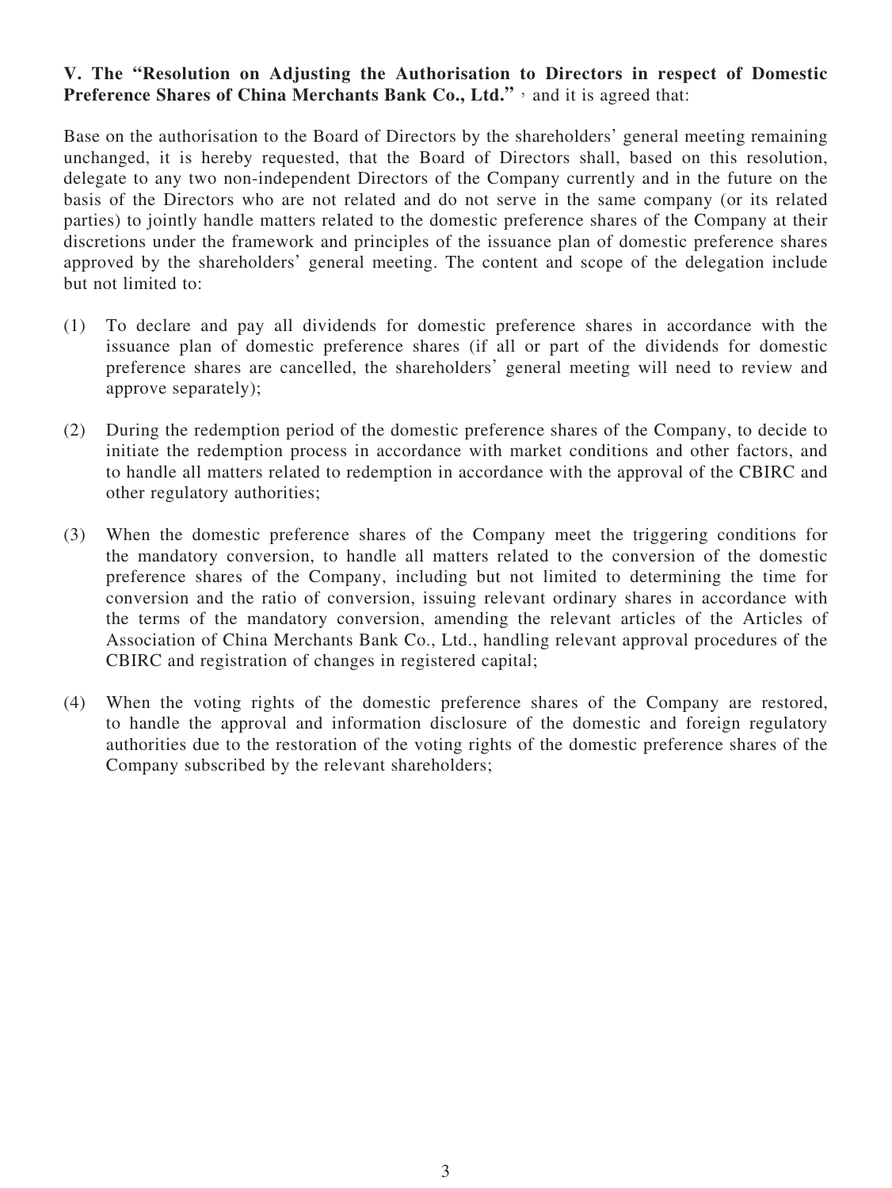**V. The "Resolution on Adjusting the Authorisation to Directors in respect of Domestic Preference Shares of China Merchants Bank Co., Ltd."**，and it is agreed that:

Base on the authorisation to the Board of Directors by the shareholders' general meeting remaining unchanged, it is hereby requested, that the Board of Directors shall, based on this resolution, delegate to any two non-independent Directors of the Company currently and in the future on the basis of the Directors who are not related and do not serve in the same company (or its related parties) to jointly handle matters related to the domestic preference shares of the Company at their discretions under the framework and principles of the issuance plan of domestic preference shares approved by the shareholders' general meeting. The content and scope of the delegation include but not limited to:

(1) To declare and pay all dividends for domestic preference shares in accordance with the issuance plan of domestic preference shares (if all or part of the dividends for domestic preference shares are cancelled, the shareholders' general meeting will need to review and approve separately);

(2) During the redemption period of the domestic preference shares of the Company, to decide to initiate the redemption process in accordance with market conditions and other factors, and to handle all matters related to redemption in accordance with the approval of the CBIRC and other regulatory authorities;

(3) When the domestic preference shares of the Company meet the triggering conditions for the mandatory conversion, to handle all matters related to the conversion of the domestic preference shares of the Company, including but not limited to determining the time for conversion and the ratio of conversion, issuing relevant ordinary shares in accordance with the terms of the mandatory conversion, amending the relevant articles of the Articles of Association of China Merchants Bank Co., Ltd., handling relevant approval procedures of the CBIRC and registration of changes in registered capital;

(4) When the voting rights of the domestic preference shares of the Company are restored, to handle the approval and information disclosure of the domestic and foreign regulatory authorities due to the restoration of the voting rights of the domestic preference shares of the Company subscribed by the relevant shareholders;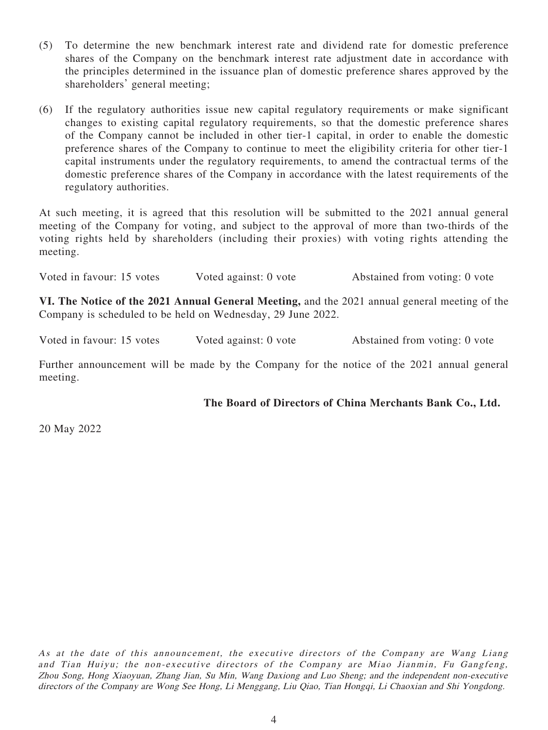(5) To determine the new benchmark interest rate and dividend rate for domestic preference shares of the Company on the benchmark interest rate adjustment date in accordance with the principles determined in the issuance plan of domestic preference shares approved by the shareholders' general meeting;

(6) If the regulatory authorities issue new capital regulatory requirements or make significant changes to existing capital regulatory requirements, so that the domestic preference shares of the Company cannot be included in other tier-1 capital, in order to enable the domestic preference shares of the Company to continue to meet the eligibility criteria for other tier-1 capital instruments under the regulatory requirements, to amend the contractual terms of the domestic preference shares of the Company in accordance with the latest requirements of the regulatory authorities.

At such meeting, it is agreed that this resolution will be submitted to the 2021 annual general meeting of the Company for voting, and subject to the approval of more than two-thirds of the voting rights held by shareholders (including their proxies) with voting rights attending the meeting.

Voted in favour: 15 votes Voted against: 0 vote Abstained from voting: 0 vote

**VI. The Notice of the 2021 Annual General Meeting,** and the 2021 annual general meeting of the Company is scheduled to be held on Wednesday, 29 June 2022.

Voted in favour: 15 votes Voted against: 0 vote Abstained from voting: 0 vote

Further announcement will be made by the Company for the notice of the 2021 annual general meeting.

**The Board of Directors of China Merchants Bank Co., Ltd.**

20 May 2022

*As at the date of this announcement, the executive directors of the Company are Wang Liang and Tian Huiyu; the non-executive directors of the Company are Miao Jianmin, Fu Gangfeng, Zhou Song, Hong Xiaoyuan, Zhang Jian, Su Min, Wang Daxiong and Luo Sheng; and the independent non-executive directors of the Company are Wong See Hong, Li Menggang, Liu Qiao, Tian Hongqi, Li Chaoxian and Shi Yongdong.*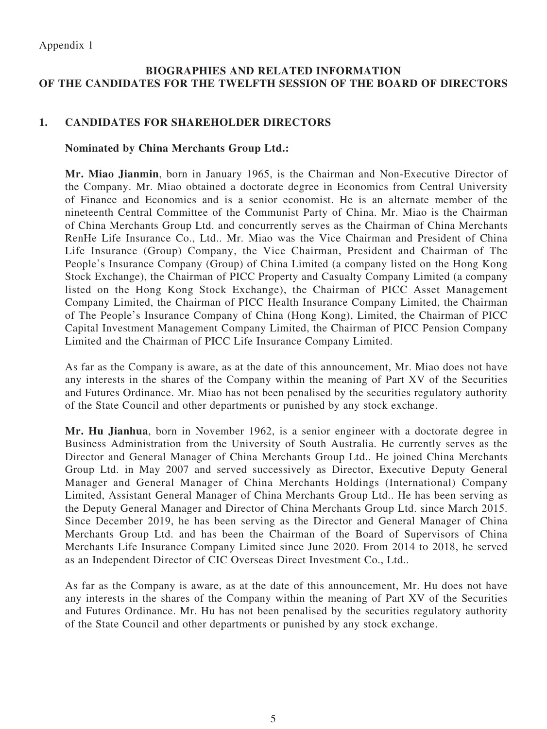Appendix 1

## BIOGRAPHIES AND RELATED INFORMATION OF THE CANDIDATES FOR THE TWELFTH SESSION OF THE BOARD OF DIRECTORS

### 1. CANDIDATES FOR SHAREHOLDER DIRECTORS

**Nominated by China Merchants Group Ltd.:**

**Mr. Miao Jianmin**, born in January 1965, is the Chairman and Non-Executive Director of the Company. Mr. Miao obtained a doctorate degree in Economics from Central University of Finance and Economics and is a senior economist. He is an alternate member of the nineteenth Central Committee of the Communist Party of China. Mr. Miao is the Chairman of China Merchants Group Ltd. and concurrently serves as the Chairman of China Merchants RenHe Life Insurance Co., Ltd.. Mr. Miao was the Vice Chairman and President of China Life Insurance (Group) Company, the Vice Chairman, President and Chairman of The People's Insurance Company (Group) of China Limited (a company listed on the Hong Kong Stock Exchange), the Chairman of PICC Property and Casualty Company Limited (a company listed on the Hong Kong Stock Exchange), the Chairman of PICC Asset Management Company Limited, the Chairman of PICC Health Insurance Company Limited, the Chairman of The People's Insurance Company of China (Hong Kong), Limited, the Chairman of PICC Capital Investment Management Company Limited, the Chairman of PICC Pension Company Limited and the Chairman of PICC Life Insurance Company Limited.

As far as the Company is aware, as at the date of this announcement, Mr. Miao does not have any interests in the shares of the Company within the meaning of Part XV of the Securities and Futures Ordinance. Mr. Miao has not been penalised by the securities regulatory authority of the State Council and other departments or punished by any stock exchange.

**Mr. Hu Jianhua**, born in November 1962, is a senior engineer with a doctorate degree in Business Administration from the University of South Australia. He currently serves as the Director and General Manager of China Merchants Group Ltd.. He joined China Merchants Group Ltd. in May 2007 and served successively as Director, Executive Deputy General Manager and General Manager of China Merchants Holdings (International) Company Limited, Assistant General Manager of China Merchants Group Ltd.. He has been serving as the Deputy General Manager and Director of China Merchants Group Ltd. since March 2015. Since December 2019, he has been serving as the Director and General Manager of China Merchants Group Ltd. and has been the Chairman of the Board of Supervisors of China Merchants Life Insurance Company Limited since June 2020. From 2014 to 2018, he served as an Independent Director of CIC Overseas Direct Investment Co., Ltd..

As far as the Company is aware, as at the date of this announcement, Mr. Hu does not have any interests in the shares of the Company within the meaning of Part XV of the Securities and Futures Ordinance. Mr. Hu has not been penalised by the securities regulatory authority of the State Council and other departments or punished by any stock exchange.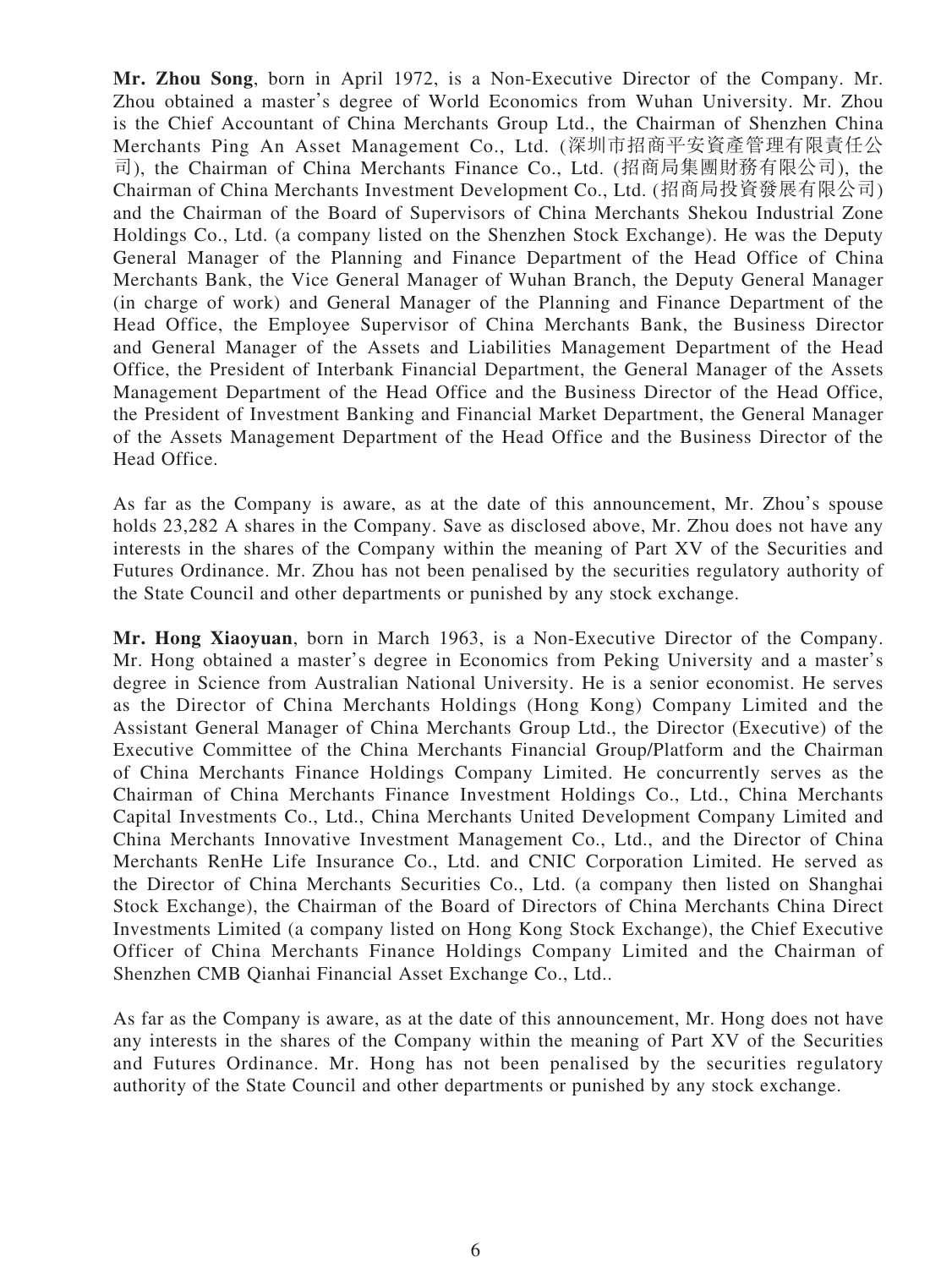**Mr. Zhou Song**, born in April 1972, is a Non-Executive Director of the Company. Mr. Zhou obtained a master's degree of World Economics from Wuhan University. Mr. Zhou is the Chief Accountant of China Merchants Group Ltd., the Chairman of Shenzhen China Merchants Ping An Asset Management Co., Ltd. (深圳市招商平安資產管理有限責任公司), the Chairman of China Merchants Finance Co., Ltd. (招商局集團財務有限公司), the Chairman of China Merchants Investment Development Co., Ltd. (招商局投資發展有限公司) and the Chairman of the Board of Supervisors of China Merchants Shekou Industrial Zone Holdings Co., Ltd. (a company listed on the Shenzhen Stock Exchange). He was the Deputy General Manager of the Planning and Finance Department of the Head Office of China Merchants Bank, the Vice General Manager of Wuhan Branch, the Deputy General Manager (in charge of work) and General Manager of the Planning and Finance Department of the Head Office, the Employee Supervisor of China Merchants Bank, the Business Director and General Manager of the Assets and Liabilities Management Department of the Head Office, the President of Interbank Financial Department, the General Manager of the Assets Management Department of the Head Office and the Business Director of the Head Office, the President of Investment Banking and Financial Market Department, the General Manager of the Assets Management Department of the Head Office and the Business Director of the Head Office.

As far as the Company is aware, as at the date of this announcement, Mr. Zhou's spouse holds 23,282 A shares in the Company. Save as disclosed above, Mr. Zhou does not have any interests in the shares of the Company within the meaning of Part XV of the Securities and Futures Ordinance. Mr. Zhou has not been penalised by the securities regulatory authority of the State Council and other departments or punished by any stock exchange.

**Mr. Hong Xiaoyuan**, born in March 1963, is a Non-Executive Director of the Company. Mr. Hong obtained a master's degree in Economics from Peking University and a master's degree in Science from Australian National University. He is a senior economist. He serves as the Director of China Merchants Holdings (Hong Kong) Company Limited and the Assistant General Manager of China Merchants Group Ltd., the Director (Executive) of the Executive Committee of the China Merchants Financial Group/Platform and the Chairman of China Merchants Finance Holdings Company Limited. He concurrently serves as the Chairman of China Merchants Finance Investment Holdings Co., Ltd., China Merchants Capital Investments Co., Ltd., China Merchants United Development Company Limited and China Merchants Innovative Investment Management Co., Ltd., and the Director of China Merchants RenHe Life Insurance Co., Ltd. and CNIC Corporation Limited. He served as the Director of China Merchants Securities Co., Ltd. (a company then listed on Shanghai Stock Exchange), the Chairman of the Board of Directors of China Merchants China Direct Investments Limited (a company listed on Hong Kong Stock Exchange), the Chief Executive Officer of China Merchants Finance Holdings Company Limited and the Chairman of Shenzhen CMB Qianhai Financial Asset Exchange Co., Ltd..

As far as the Company is aware, as at the date of this announcement, Mr. Hong does not have any interests in the shares of the Company within the meaning of Part XV of the Securities and Futures Ordinance. Mr. Hong has not been penalised by the securities regulatory authority of the State Council and other departments or punished by any stock exchange.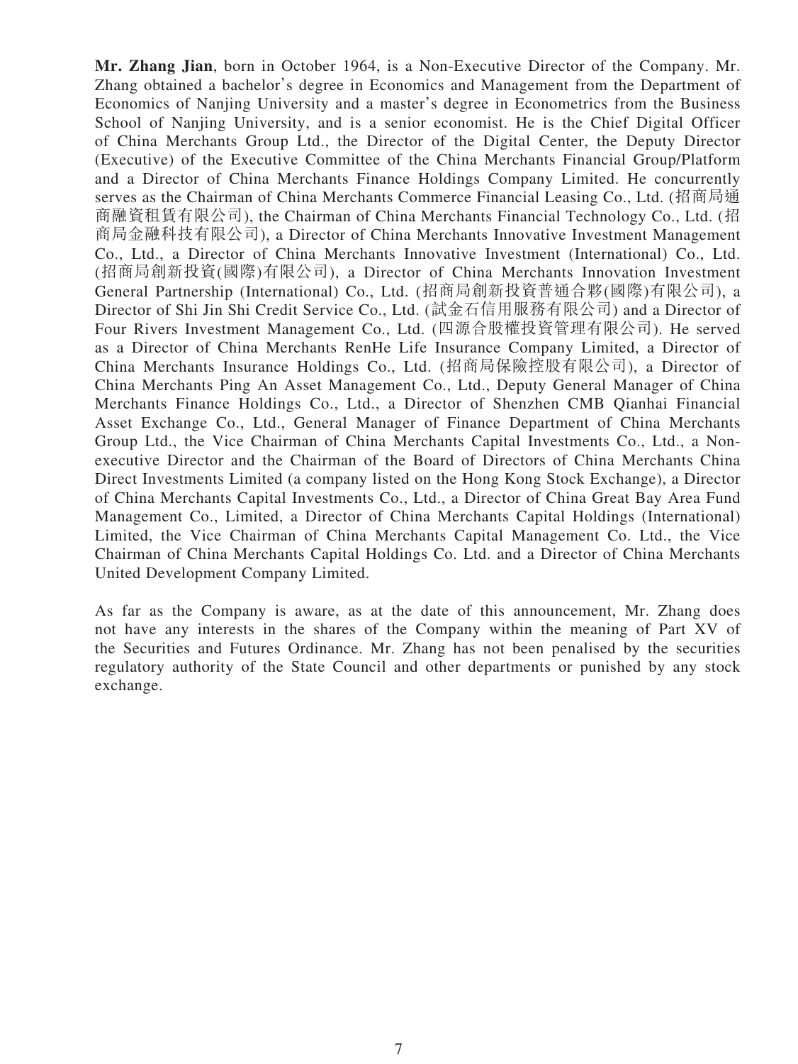**Mr. Zhang Jian**, born in October 1964, is a Non-Executive Director of the Company. Mr. Zhang obtained a bachelor's degree in Economics and Management from the Department of Economics of Nanjing University and a master's degree in Econometrics from the Business School of Nanjing University, and is a senior economist. He is the Chief Digital Officer of China Merchants Group Ltd., the Director of the Digital Center, the Deputy Director (Executive) of the Executive Committee of the China Merchants Financial Group/Platform and a Director of China Merchants Finance Holdings Company Limited. He concurrently serves as the Chairman of China Merchants Commerce Financial Leasing Co., Ltd. (招商局通商融資租賃有限公司), the Chairman of China Merchants Financial Technology Co., Ltd. (招商局金融科技有限公司), a Director of China Merchants Innovative Investment Management Co., Ltd., a Director of China Merchants Innovative Investment (International) Co., Ltd. (招商局創新投資(國際)有限公司), a Director of China Merchants Innovation Investment General Partnership (International) Co., Ltd. (招商局創新投資普通合夥(國際)有限公司), a Director of Shi Jin Shi Credit Service Co., Ltd. (試金石信用服務有限公司) and a Director of Four Rivers Investment Management Co., Ltd. (四源合股權投資管理有限公司). He served as a Director of China Merchants RenHe Life Insurance Company Limited, a Director of China Merchants Insurance Holdings Co., Ltd. (招商局保險控股有限公司), a Director of China Merchants Ping An Asset Management Co., Ltd., Deputy General Manager of China Merchants Finance Holdings Co., Ltd., a Director of Shenzhen CMB Qianhai Financial Asset Exchange Co., Ltd., General Manager of Finance Department of China Merchants Group Ltd., the Vice Chairman of China Merchants Capital Investments Co., Ltd., a Non-executive Director and the Chairman of the Board of Directors of China Merchants China Direct Investments Limited (a company listed on the Hong Kong Stock Exchange), a Director of China Merchants Capital Investments Co., Ltd., a Director of China Great Bay Area Fund Management Co., Limited, a Director of China Merchants Capital Holdings (International) Limited, the Vice Chairman of China Merchants Capital Management Co. Ltd., the Vice Chairman of China Merchants Capital Holdings Co. Ltd. and a Director of China Merchants United Development Company Limited.

As far as the Company is aware, as at the date of this announcement, Mr. Zhang does not have any interests in the shares of the Company within the meaning of Part XV of the Securities and Futures Ordinance. Mr. Zhang has not been penalised by the securities regulatory authority of the State Council and other departments or punished by any stock exchange.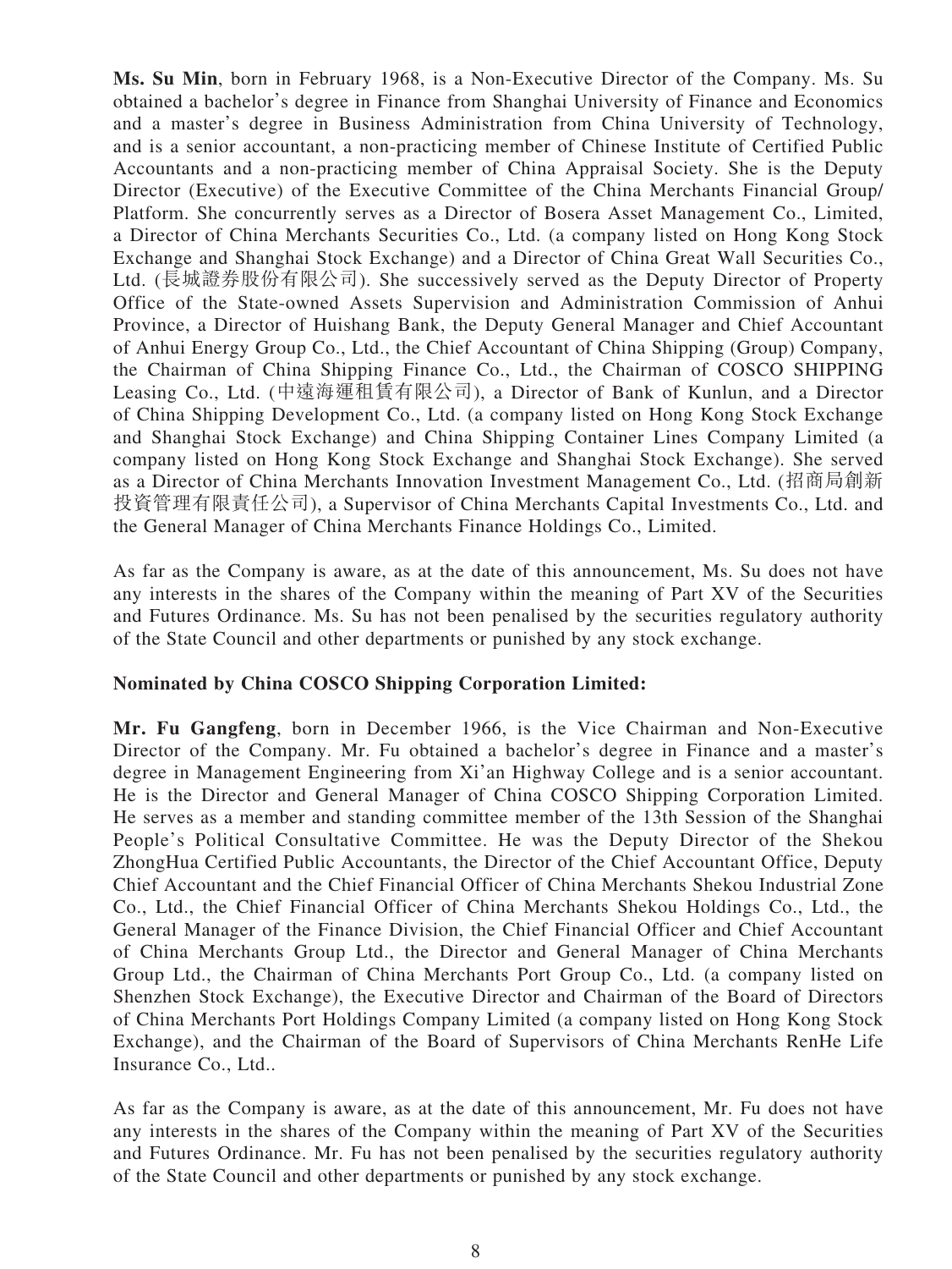**Ms. Su Min**, born in February 1968, is a Non-Executive Director of the Company. Ms. Su obtained a bachelor's degree in Finance from Shanghai University of Finance and Economics and a master's degree in Business Administration from China University of Technology, and is a senior accountant, a non-practicing member of Chinese Institute of Certified Public Accountants and a non-practicing member of China Appraisal Society. She is the Deputy Director (Executive) of the Executive Committee of the China Merchants Financial Group/ Platform. She concurrently serves as a Director of Bosera Asset Management Co., Limited, a Director of China Merchants Securities Co., Ltd. (a company listed on Hong Kong Stock Exchange and Shanghai Stock Exchange) and a Director of China Great Wall Securities Co., Ltd. (長城證券股份有限公司). She successively served as the Deputy Director of Property Office of the State-owned Assets Supervision and Administration Commission of Anhui Province, a Director of Huishang Bank, the Deputy General Manager and Chief Accountant of Anhui Energy Group Co., Ltd., the Chief Accountant of China Shipping (Group) Company, the Chairman of China Shipping Finance Co., Ltd., the Chairman of COSCO SHIPPING Leasing Co., Ltd. (中遠海運租賃有限公司), a Director of Bank of Kunlun, and a Director of China Shipping Development Co., Ltd. (a company listed on Hong Kong Stock Exchange and Shanghai Stock Exchange) and China Shipping Container Lines Company Limited (a company listed on Hong Kong Stock Exchange and Shanghai Stock Exchange). She served as a Director of China Merchants Innovation Investment Management Co., Ltd. (招商局創新投資管理有限責任公司), a Supervisor of China Merchants Capital Investments Co., Ltd. and the General Manager of China Merchants Finance Holdings Co., Limited.

As far as the Company is aware, as at the date of this announcement, Ms. Su does not have any interests in the shares of the Company within the meaning of Part XV of the Securities and Futures Ordinance. Ms. Su has not been penalised by the securities regulatory authority of the State Council and other departments or punished by any stock exchange.

**Nominated by China COSCO Shipping Corporation Limited:**

**Mr. Fu Gangfeng**, born in December 1966, is the Vice Chairman and Non-Executive Director of the Company. Mr. Fu obtained a bachelor's degree in Finance and a master's degree in Management Engineering from Xi'an Highway College and is a senior accountant. He is the Director and General Manager of China COSCO Shipping Corporation Limited. He serves as a member and standing committee member of the 13th Session of the Shanghai People's Political Consultative Committee. He was the Deputy Director of the Shekou ZhongHua Certified Public Accountants, the Director of the Chief Accountant Office, Deputy Chief Accountant and the Chief Financial Officer of China Merchants Shekou Industrial Zone Co., Ltd., the Chief Financial Officer of China Merchants Shekou Holdings Co., Ltd., the General Manager of the Finance Division, the Chief Financial Officer and Chief Accountant of China Merchants Group Ltd., the Director and General Manager of China Merchants Group Ltd., the Chairman of China Merchants Port Group Co., Ltd. (a company listed on Shenzhen Stock Exchange), the Executive Director and Chairman of the Board of Directors of China Merchants Port Holdings Company Limited (a company listed on Hong Kong Stock Exchange), and the Chairman of the Board of Supervisors of China Merchants RenHe Life Insurance Co., Ltd..

As far as the Company is aware, as at the date of this announcement, Mr. Fu does not have any interests in the shares of the Company within the meaning of Part XV of the Securities and Futures Ordinance. Mr. Fu has not been penalised by the securities regulatory authority of the State Council and other departments or punished by any stock exchange.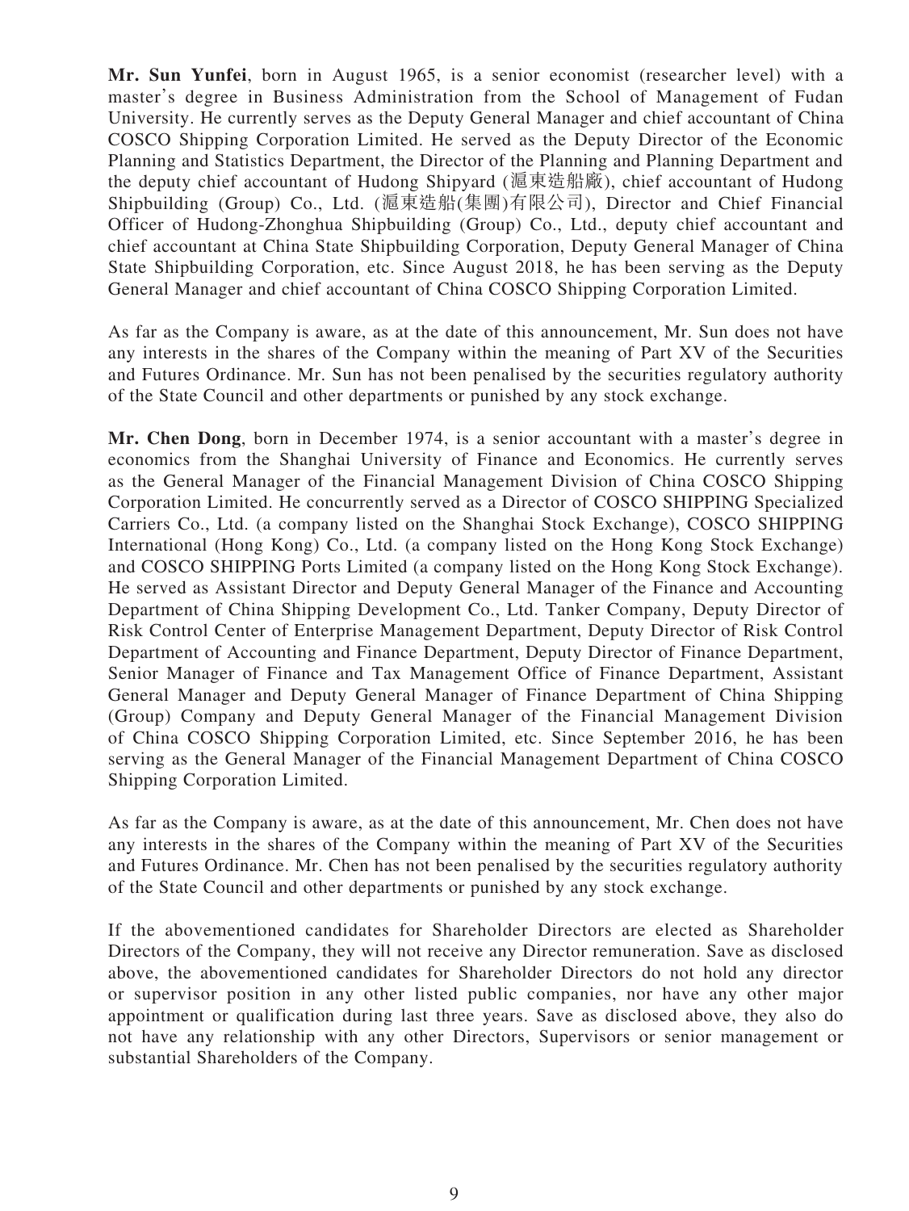**Mr. Sun Yunfei**, born in August 1965, is a senior economist (researcher level) with a master's degree in Business Administration from the School of Management of Fudan University. He currently serves as the Deputy General Manager and chief accountant of China COSCO Shipping Corporation Limited. He served as the Deputy Director of the Economic Planning and Statistics Department, the Director of the Planning and Planning Department and the deputy chief accountant of Hudong Shipyard (滬東造船廠), chief accountant of Hudong Shipbuilding (Group) Co., Ltd. (滬東造船(集團)有限公司), Director and Chief Financial Officer of Hudong-Zhonghua Shipbuilding (Group) Co., Ltd., deputy chief accountant and chief accountant at China State Shipbuilding Corporation, Deputy General Manager of China State Shipbuilding Corporation, etc. Since August 2018, he has been serving as the Deputy General Manager and chief accountant of China COSCO Shipping Corporation Limited.

As far as the Company is aware, as at the date of this announcement, Mr. Sun does not have any interests in the shares of the Company within the meaning of Part XV of the Securities and Futures Ordinance. Mr. Sun has not been penalised by the securities regulatory authority of the State Council and other departments or punished by any stock exchange.

**Mr. Chen Dong**, born in December 1974, is a senior accountant with a master's degree in economics from the Shanghai University of Finance and Economics. He currently serves as the General Manager of the Financial Management Division of China COSCO Shipping Corporation Limited. He concurrently served as a Director of COSCO SHIPPING Specialized Carriers Co., Ltd. (a company listed on the Shanghai Stock Exchange), COSCO SHIPPING International (Hong Kong) Co., Ltd. (a company listed on the Hong Kong Stock Exchange) and COSCO SHIPPING Ports Limited (a company listed on the Hong Kong Stock Exchange). He served as Assistant Director and Deputy General Manager of the Finance and Accounting Department of China Shipping Development Co., Ltd. Tanker Company, Deputy Director of Risk Control Center of Enterprise Management Department, Deputy Director of Risk Control Department of Accounting and Finance Department, Deputy Director of Finance Department, Senior Manager of Finance and Tax Management Office of Finance Department, Assistant General Manager and Deputy General Manager of Finance Department of China Shipping (Group) Company and Deputy General Manager of the Financial Management Division of China COSCO Shipping Corporation Limited, etc. Since September 2016, he has been serving as the General Manager of the Financial Management Department of China COSCO Shipping Corporation Limited.

As far as the Company is aware, as at the date of this announcement, Mr. Chen does not have any interests in the shares of the Company within the meaning of Part XV of the Securities and Futures Ordinance. Mr. Chen has not been penalised by the securities regulatory authority of the State Council and other departments or punished by any stock exchange.

If the abovementioned candidates for Shareholder Directors are elected as Shareholder Directors of the Company, they will not receive any Director remuneration. Save as disclosed above, the abovementioned candidates for Shareholder Directors do not hold any director or supervisor position in any other listed public companies, nor have any other major appointment or qualification during last three years. Save as disclosed above, they also do not have any relationship with any other Directors, Supervisors or senior management or substantial Shareholders of the Company.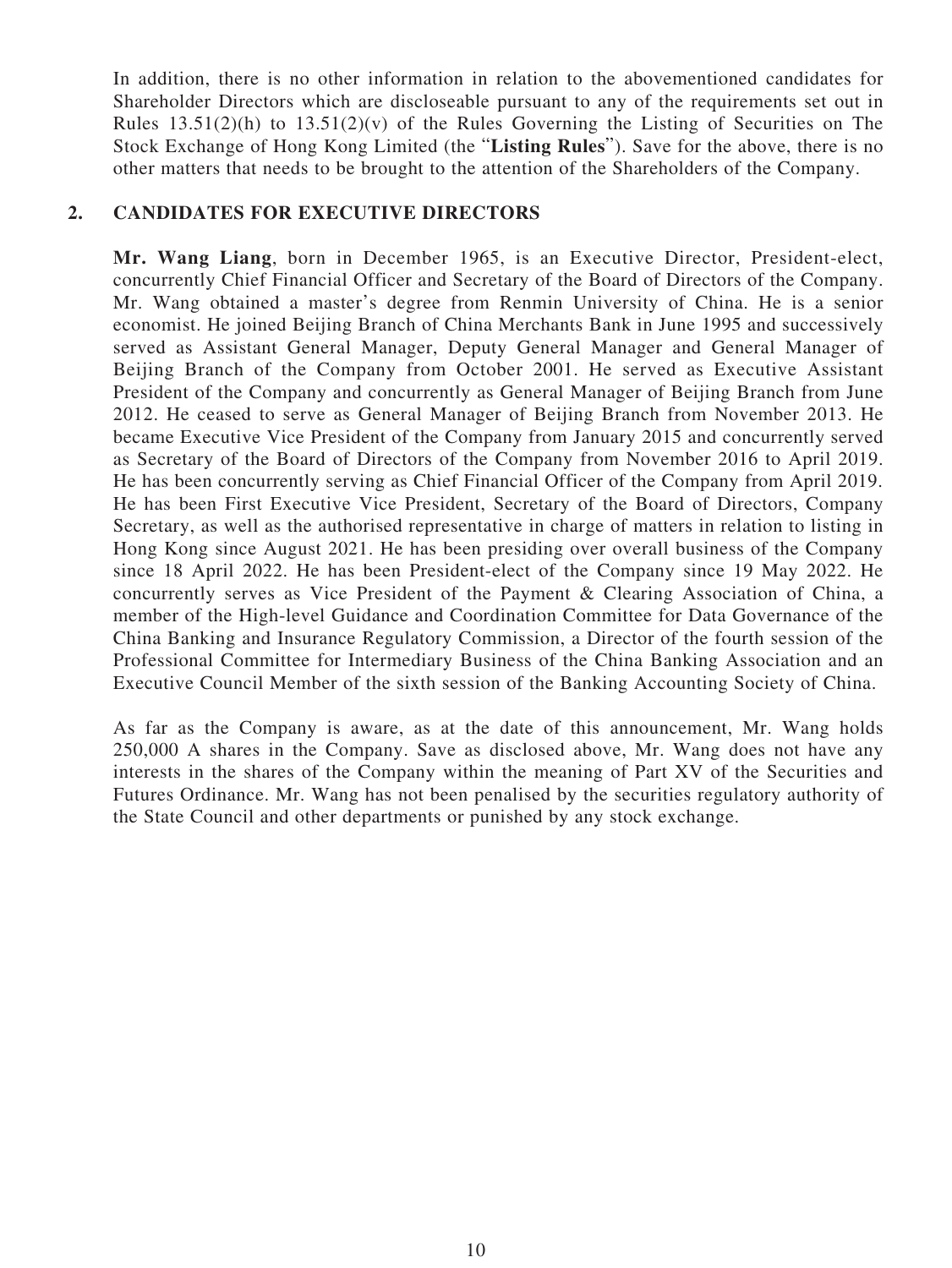In addition, there is no other information in relation to the abovementioned candidates for Shareholder Directors which are discloseable pursuant to any of the requirements set out in Rules 13.51(2)(h) to 13.51(2)(v) of the Rules Governing the Listing of Securities on The Stock Exchange of Hong Kong Limited (the "**Listing Rules**"). Save for the above, there is no other matters that needs to be brought to the attention of the Shareholders of the Company.

## 2. CANDIDATES FOR EXECUTIVE DIRECTORS

**Mr. Wang Liang**, born in December 1965, is an Executive Director, President-elect, concurrently Chief Financial Officer and Secretary of the Board of Directors of the Company. Mr. Wang obtained a master's degree from Renmin University of China. He is a senior economist. He joined Beijing Branch of China Merchants Bank in June 1995 and successively served as Assistant General Manager, Deputy General Manager and General Manager of Beijing Branch of the Company from October 2001. He served as Executive Assistant President of the Company and concurrently as General Manager of Beijing Branch from June 2012. He ceased to serve as General Manager of Beijing Branch from November 2013. He became Executive Vice President of the Company from January 2015 and concurrently served as Secretary of the Board of Directors of the Company from November 2016 to April 2019. He has been concurrently serving as Chief Financial Officer of the Company from April 2019. He has been First Executive Vice President, Secretary of the Board of Directors, Company Secretary, as well as the authorised representative in charge of matters in relation to listing in Hong Kong since August 2021. He has been presiding over overall business of the Company since 18 April 2022. He has been President-elect of the Company since 19 May 2022. He concurrently serves as Vice President of the Payment & Clearing Association of China, a member of the High-level Guidance and Coordination Committee for Data Governance of the China Banking and Insurance Regulatory Commission, a Director of the fourth session of the Professional Committee for Intermediary Business of the China Banking Association and an Executive Council Member of the sixth session of the Banking Accounting Society of China.

As far as the Company is aware, as at the date of this announcement, Mr. Wang holds 250,000 A shares in the Company. Save as disclosed above, Mr. Wang does not have any interests in the shares of the Company within the meaning of Part XV of the Securities and Futures Ordinance. Mr. Wang has not been penalised by the securities regulatory authority of the State Council and other departments or punished by any stock exchange.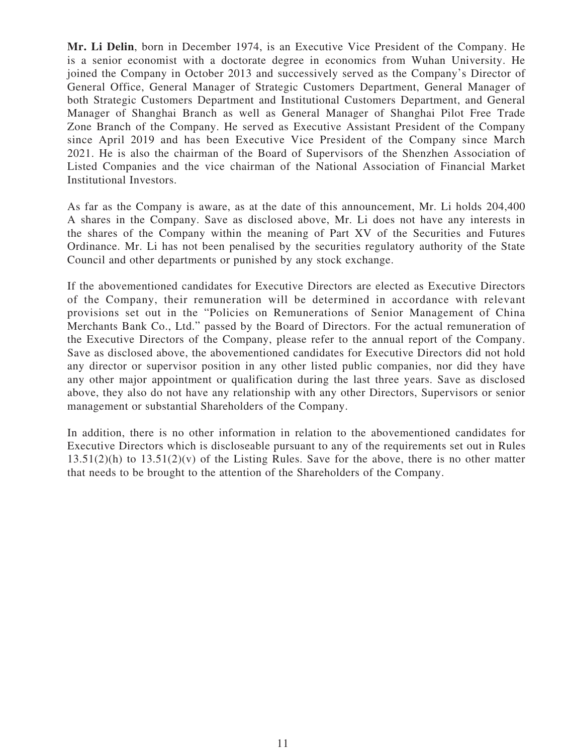**Mr. Li Delin**, born in December 1974, is an Executive Vice President of the Company. He is a senior economist with a doctorate degree in economics from Wuhan University. He joined the Company in October 2013 and successively served as the Company's Director of General Office, General Manager of Strategic Customers Department, General Manager of both Strategic Customers Department and Institutional Customers Department, and General Manager of Shanghai Branch as well as General Manager of Shanghai Pilot Free Trade Zone Branch of the Company. He served as Executive Assistant President of the Company since April 2019 and has been Executive Vice President of the Company since March 2021. He is also the chairman of the Board of Supervisors of the Shenzhen Association of Listed Companies and the vice chairman of the National Association of Financial Market Institutional Investors.

As far as the Company is aware, as at the date of this announcement, Mr. Li holds 204,400 A shares in the Company. Save as disclosed above, Mr. Li does not have any interests in the shares of the Company within the meaning of Part XV of the Securities and Futures Ordinance. Mr. Li has not been penalised by the securities regulatory authority of the State Council and other departments or punished by any stock exchange.

If the abovementioned candidates for Executive Directors are elected as Executive Directors of the Company, their remuneration will be determined in accordance with relevant provisions set out in the "Policies on Remunerations of Senior Management of China Merchants Bank Co., Ltd." passed by the Board of Directors. For the actual remuneration of the Executive Directors of the Company, please refer to the annual report of the Company. Save as disclosed above, the abovementioned candidates for Executive Directors did not hold any director or supervisor position in any other listed public companies, nor did they have any other major appointment or qualification during the last three years. Save as disclosed above, they also do not have any relationship with any other Directors, Supervisors or senior management or substantial Shareholders of the Company.

In addition, there is no other information in relation to the abovementioned candidates for Executive Directors which is discloseable pursuant to any of the requirements set out in Rules 13.51(2)(h) to 13.51(2)(v) of the Listing Rules. Save for the above, there is no other matter that needs to be brought to the attention of the Shareholders of the Company.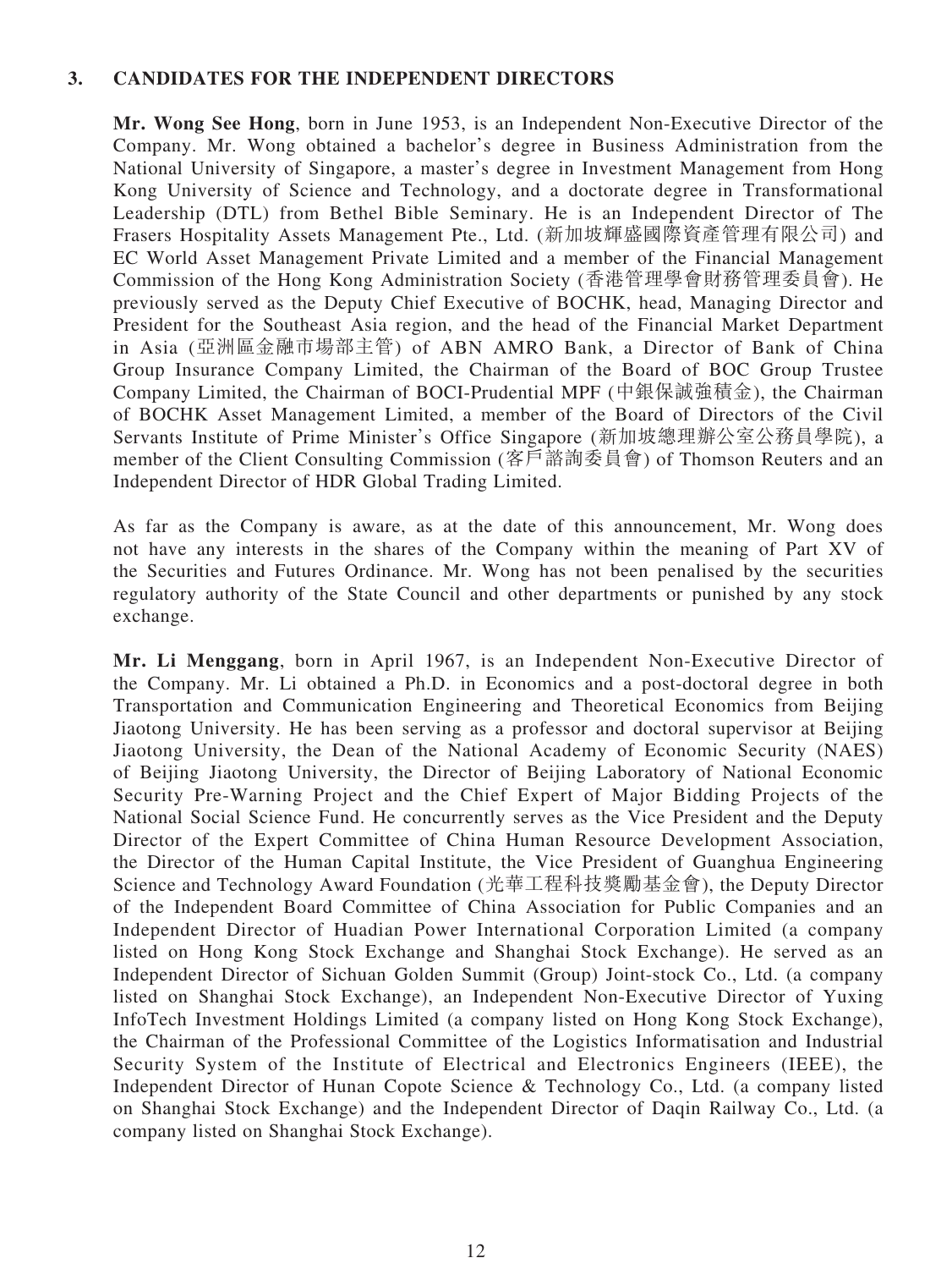### 3. CANDIDATES FOR THE INDEPENDENT DIRECTORS

**Mr. Wong See Hong**, born in June 1953, is an Independent Non-Executive Director of the Company. Mr. Wong obtained a bachelor's degree in Business Administration from the National University of Singapore, a master's degree in Investment Management from Hong Kong University of Science and Technology, and a doctorate degree in Transformational Leadership (DTL) from Bethel Bible Seminary. He is an Independent Director of The Frasers Hospitality Assets Management Pte., Ltd. (新加坡輝盛國際資產管理有限公司) and EC World Asset Management Private Limited and a member of the Financial Management Commission of the Hong Kong Administration Society (香港管理學會財務管理委員會). He previously served as the Deputy Chief Executive of BOCHK, head, Managing Director and President for the Southeast Asia region, and the head of the Financial Market Department in Asia (亞洲區金融市場部主管) of ABN AMRO Bank, a Director of Bank of China Group Insurance Company Limited, the Chairman of the Board of BOC Group Trustee Company Limited, the Chairman of BOCI-Prudential MPF (中銀保誠強積金), the Chairman of BOCHK Asset Management Limited, a member of the Board of Directors of the Civil Servants Institute of Prime Minister's Office Singapore (新加坡總理辦公室公務員學院), a member of the Client Consulting Commission (客戶諮詢委員會) of Thomson Reuters and an Independent Director of HDR Global Trading Limited.

As far as the Company is aware, as at the date of this announcement, Mr. Wong does not have any interests in the shares of the Company within the meaning of Part XV of the Securities and Futures Ordinance. Mr. Wong has not been penalised by the securities regulatory authority of the State Council and other departments or punished by any stock exchange.

**Mr. Li Menggang**, born in April 1967, is an Independent Non-Executive Director of the Company. Mr. Li obtained a Ph.D. in Economics and a post-doctoral degree in both Transportation and Communication Engineering and Theoretical Economics from Beijing Jiaotong University. He has been serving as a professor and doctoral supervisor at Beijing Jiaotong University, the Dean of the National Academy of Economic Security (NAES) of Beijing Jiaotong University, the Director of Beijing Laboratory of National Economic Security Pre-Warning Project and the Chief Expert of Major Bidding Projects of the National Social Science Fund. He concurrently serves as the Vice President and the Deputy Director of the Expert Committee of China Human Resource Development Association, the Director of the Human Capital Institute, the Vice President of Guanghua Engineering Science and Technology Award Foundation (光華工程科技獎勵基金會), the Deputy Director of the Independent Board Committee of China Association for Public Companies and an Independent Director of Huadian Power International Corporation Limited (a company listed on Hong Kong Stock Exchange and Shanghai Stock Exchange). He served as an Independent Director of Sichuan Golden Summit (Group) Joint-stock Co., Ltd. (a company listed on Shanghai Stock Exchange), an Independent Non-Executive Director of Yuxing InfoTech Investment Holdings Limited (a company listed on Hong Kong Stock Exchange), the Chairman of the Professional Committee of the Logistics Informatisation and Industrial Security System of the Institute of Electrical and Electronics Engineers (IEEE), the Independent Director of Hunan Copote Science & Technology Co., Ltd. (a company listed on Shanghai Stock Exchange) and the Independent Director of Daqin Railway Co., Ltd. (a company listed on Shanghai Stock Exchange).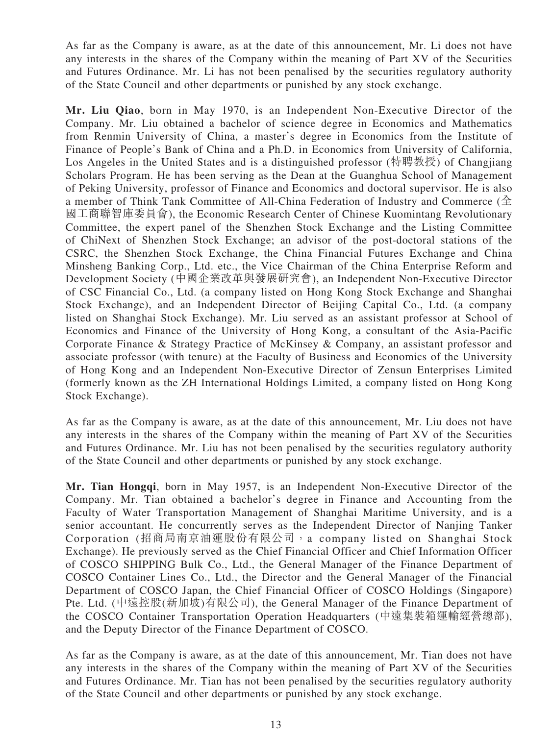As far as the Company is aware, as at the date of this announcement, Mr. Li does not have any interests in the shares of the Company within the meaning of Part XV of the Securities and Futures Ordinance. Mr. Li has not been penalised by the securities regulatory authority of the State Council and other departments or punished by any stock exchange.

**Mr. Liu Qiao**, born in May 1970, is an Independent Non-Executive Director of the Company. Mr. Liu obtained a bachelor of science degree in Economics and Mathematics from Renmin University of China, a master's degree in Economics from the Institute of Finance of People's Bank of China and a Ph.D. in Economics from University of California, Los Angeles in the United States and is a distinguished professor (特聘教授) of Changjiang Scholars Program. He has been serving as the Dean at the Guanghua School of Management of Peking University, professor of Finance and Economics and doctoral supervisor. He is also a member of Think Tank Committee of All-China Federation of Industry and Commerce (全國工商聯智庫委員會), the Economic Research Center of Chinese Kuomintang Revolutionary Committee, the expert panel of the Shenzhen Stock Exchange and the Listing Committee of ChiNext of Shenzhen Stock Exchange; an advisor of the post-doctoral stations of the CSRC, the Shenzhen Stock Exchange, the China Financial Futures Exchange and China Minsheng Banking Corp., Ltd. etc., the Vice Chairman of the China Enterprise Reform and Development Society (中國企業改革與發展研究會), an Independent Non-Executive Director of CSC Financial Co., Ltd. (a company listed on Hong Kong Stock Exchange and Shanghai Stock Exchange), and an Independent Director of Beijing Capital Co., Ltd. (a company listed on Shanghai Stock Exchange). Mr. Liu served as an assistant professor at School of Economics and Finance of the University of Hong Kong, a consultant of the Asia-Pacific Corporate Finance & Strategy Practice of McKinsey & Company, an assistant professor and associate professor (with tenure) at the Faculty of Business and Economics of the University of Hong Kong and an Independent Non-Executive Director of Zensun Enterprises Limited (formerly known as the ZH International Holdings Limited, a company listed on Hong Kong Stock Exchange).

As far as the Company is aware, as at the date of this announcement, Mr. Liu does not have any interests in the shares of the Company within the meaning of Part XV of the Securities and Futures Ordinance. Mr. Liu has not been penalised by the securities regulatory authority of the State Council and other departments or punished by any stock exchange.

**Mr. Tian Hongqi**, born in May 1957, is an Independent Non-Executive Director of the Company. Mr. Tian obtained a bachelor's degree in Finance and Accounting from the Faculty of Water Transportation Management of Shanghai Maritime University, and is a senior accountant. He concurrently serves as the Independent Director of Nanjing Tanker Corporation (招商局南京油運股份有限公司，a company listed on Shanghai Stock Exchange). He previously served as the Chief Financial Officer and Chief Information Officer of COSCO SHIPPING Bulk Co., Ltd., the General Manager of the Finance Department of COSCO Container Lines Co., Ltd., the Director and the General Manager of the Financial Department of COSCO Japan, the Chief Financial Officer of COSCO Holdings (Singapore) Pte. Ltd. (中遠控股(新加坡)有限公司), the General Manager of the Finance Department of the COSCO Container Transportation Operation Headquarters (中遠集裝箱運輸經營總部), and the Deputy Director of the Finance Department of COSCO.

As far as the Company is aware, as at the date of this announcement, Mr. Tian does not have any interests in the shares of the Company within the meaning of Part XV of the Securities and Futures Ordinance. Mr. Tian has not been penalised by the securities regulatory authority of the State Council and other departments or punished by any stock exchange.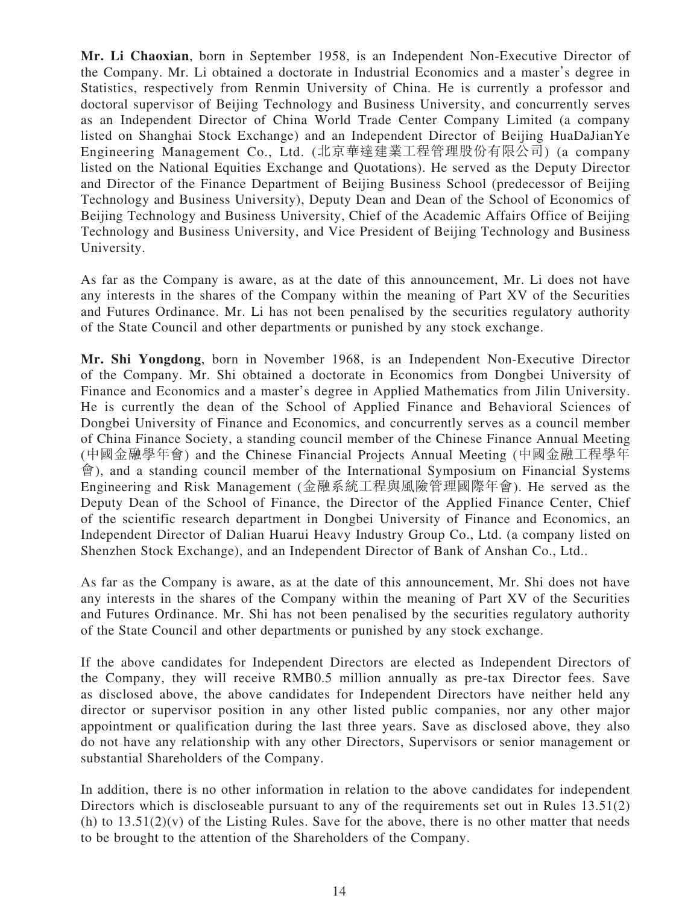**Mr. Li Chaoxian**, born in September 1958, is an Independent Non-Executive Director of the Company. Mr. Li obtained a doctorate in Industrial Economics and a master's degree in Statistics, respectively from Renmin University of China. He is currently a professor and doctoral supervisor of Beijing Technology and Business University, and concurrently serves as an Independent Director of China World Trade Center Company Limited (a company listed on Shanghai Stock Exchange) and an Independent Director of Beijing HuaDaJianYe Engineering Management Co., Ltd. (北京華達建業工程管理股份有限公司) (a company listed on the National Equities Exchange and Quotations). He served as the Deputy Director and Director of the Finance Department of Beijing Business School (predecessor of Beijing Technology and Business University), Deputy Dean and Dean of the School of Economics of Beijing Technology and Business University, Chief of the Academic Affairs Office of Beijing Technology and Business University, and Vice President of Beijing Technology and Business University.

As far as the Company is aware, as at the date of this announcement, Mr. Li does not have any interests in the shares of the Company within the meaning of Part XV of the Securities and Futures Ordinance. Mr. Li has not been penalised by the securities regulatory authority of the State Council and other departments or punished by any stock exchange.

**Mr. Shi Yongdong**, born in November 1968, is an Independent Non-Executive Director of the Company. Mr. Shi obtained a doctorate in Economics from Dongbei University of Finance and Economics and a master's degree in Applied Mathematics from Jilin University. He is currently the dean of the School of Applied Finance and Behavioral Sciences of Dongbei University of Finance and Economics, and concurrently serves as a council member of China Finance Society, a standing council member of the Chinese Finance Annual Meeting (中國金融學年會) and the Chinese Financial Projects Annual Meeting (中國金融工程學年會), and a standing council member of the International Symposium on Financial Systems Engineering and Risk Management (金融系統工程與風險管理國際年會). He served as the Deputy Dean of the School of Finance, the Director of the Applied Finance Center, Chief of the scientific research department in Dongbei University of Finance and Economics, an Independent Director of Dalian Huarui Heavy Industry Group Co., Ltd. (a company listed on Shenzhen Stock Exchange), and an Independent Director of Bank of Anshan Co., Ltd..

As far as the Company is aware, as at the date of this announcement, Mr. Shi does not have any interests in the shares of the Company within the meaning of Part XV of the Securities and Futures Ordinance. Mr. Shi has not been penalised by the securities regulatory authority of the State Council and other departments or punished by any stock exchange.

If the above candidates for Independent Directors are elected as Independent Directors of the Company, they will receive RMB0.5 million annually as pre-tax Director fees. Save as disclosed above, the above candidates for Independent Directors have neither held any director or supervisor position in any other listed public companies, nor any other major appointment or qualification during the last three years. Save as disclosed above, they also do not have any relationship with any other Directors, Supervisors or senior management or substantial Shareholders of the Company.

In addition, there is no other information in relation to the above candidates for independent Directors which is discloseable pursuant to any of the requirements set out in Rules 13.51(2)(h) to 13.51(2)(v) of the Listing Rules. Save for the above, there is no other matter that needs to be brought to the attention of the Shareholders of the Company.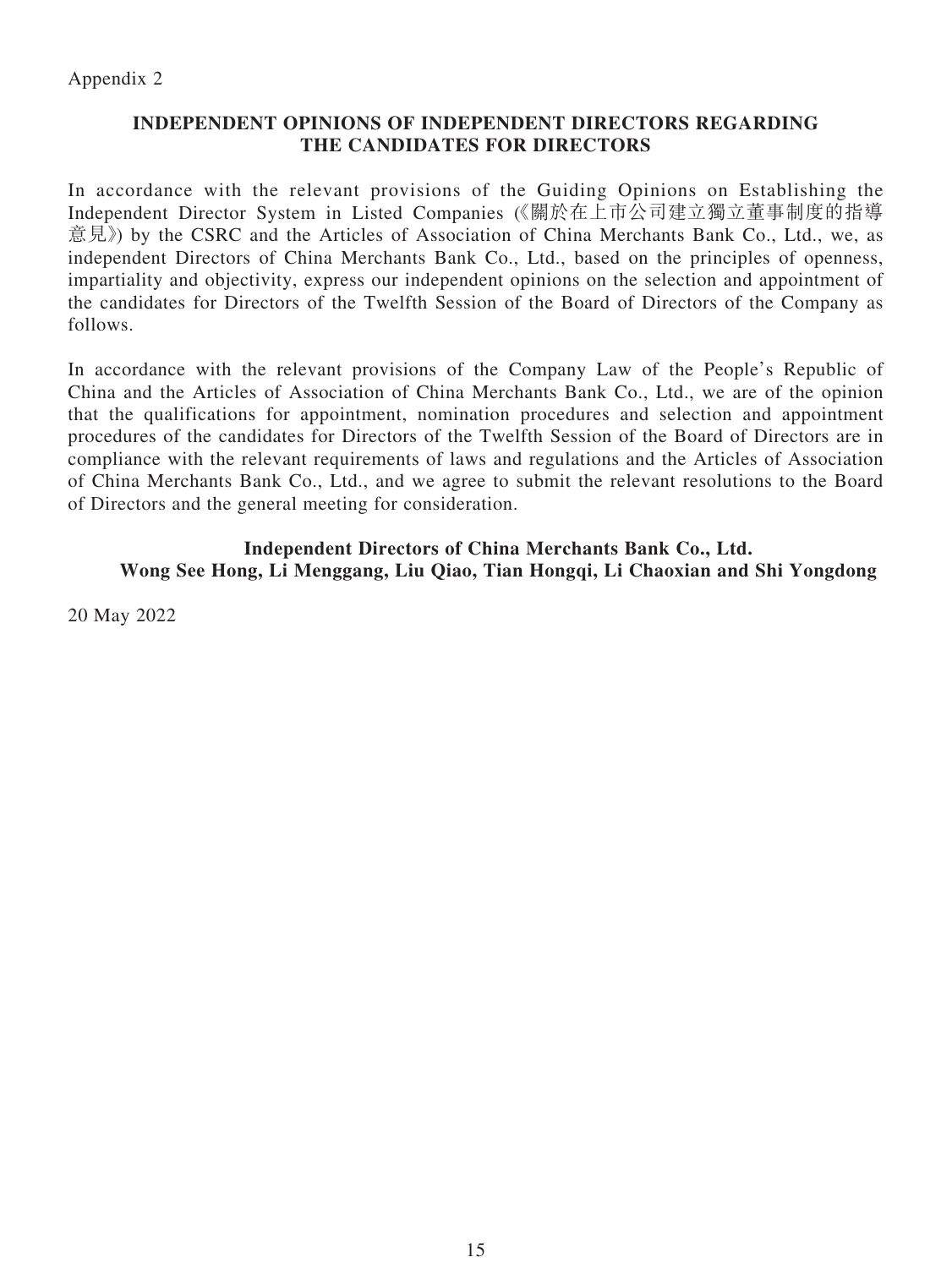Appendix 2

## INDEPENDENT OPINIONS OF INDEPENDENT DIRECTORS REGARDING THE CANDIDATES FOR DIRECTORS

In accordance with the relevant provisions of the Guiding Opinions on Establishing the Independent Director System in Listed Companies (《關於在上市公司建立獨立董事制度的指導意見》) by the CSRC and the Articles of Association of China Merchants Bank Co., Ltd., we, as independent Directors of China Merchants Bank Co., Ltd., based on the principles of openness, impartiality and objectivity, express our independent opinions on the selection and appointment of the candidates for Directors of the Twelfth Session of the Board of Directors of the Company as follows.

In accordance with the relevant provisions of the Company Law of the People's Republic of China and the Articles of Association of China Merchants Bank Co., Ltd., we are of the opinion that the qualifications for appointment, nomination procedures and selection and appointment procedures of the candidates for Directors of the Twelfth Session of the Board of Directors are in compliance with the relevant requirements of laws and regulations and the Articles of Association of China Merchants Bank Co., Ltd., and we agree to submit the relevant resolutions to the Board of Directors and the general meeting for consideration.

**Independent Directors of China Merchants Bank Co., Ltd.**
**Wong See Hong, Li Menggang, Liu Qiao, Tian Hongqi, Li Chaoxian and Shi Yongdong**

20 May 2022